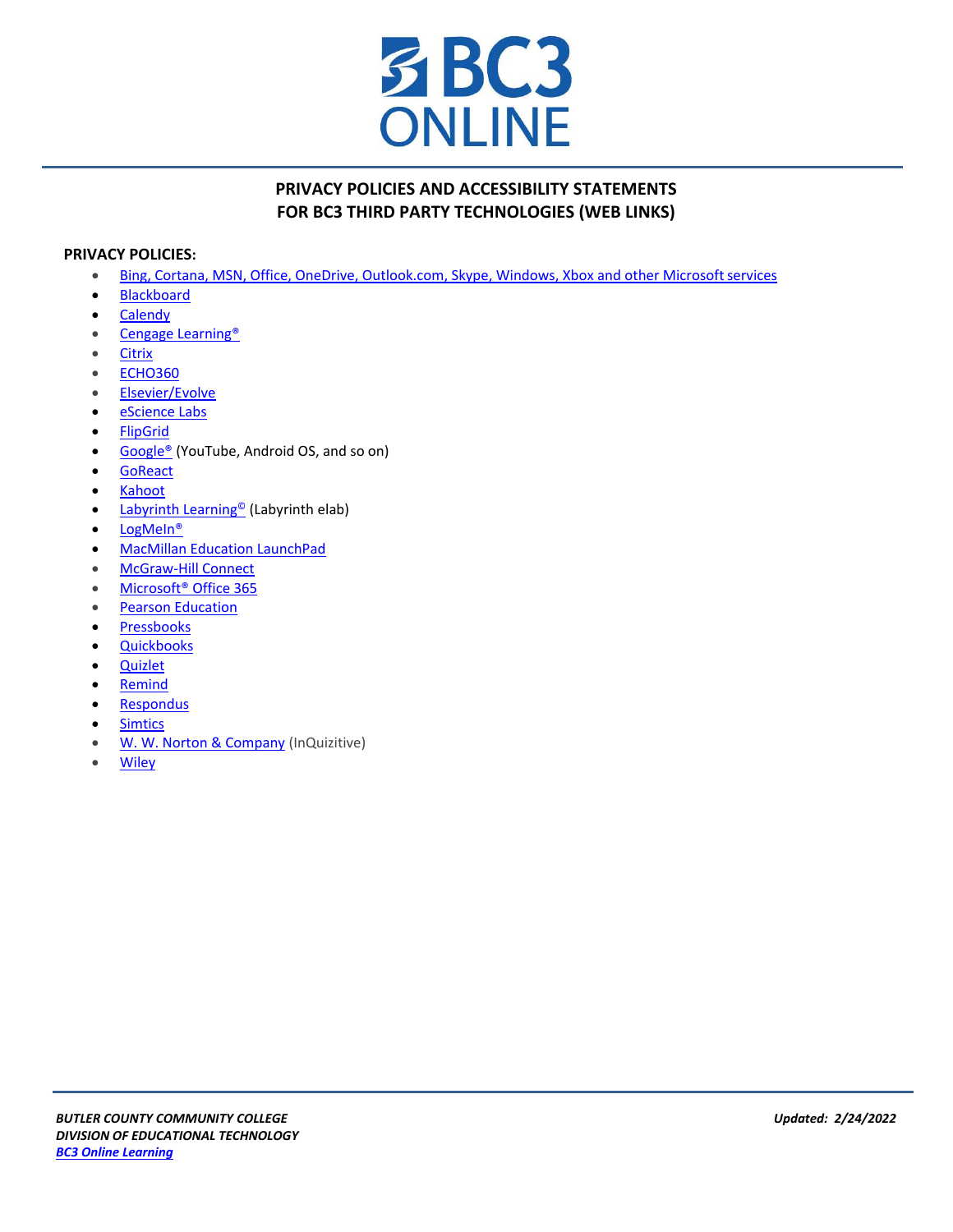# BC3 ONLINE

## PRIVACY POLICIES AND ACCESSIBILITY STATEMENTS FOR BC3 THIRD PARTY TECHNOLOGIES (WEB LINKS)

**PRIVACY POLICIES:**

- Bing, Cortana, MSN, Office, OneDrive, Outlook.com, Skype, Windows, Xbox and other Microsoft services
- Blackboard
- Calendy
- Cengage Learning®
- Citrix
- ECHO360
- Elsevier/Evolve
- eScience Labs
- FlipGrid
- Google® (YouTube, Android OS, and so on)
- GoReact
- Kahoot
- Labyrinth Learning© (Labyrinth elab)
- LogMeIn®
- MacMillan Education LaunchPad
- McGraw-Hill Connect
- Microsoft® Office 365
- Pearson Education
- Pressbooks
- Quickbooks
- Quizlet
- Remind
- Respondus
- Simtics
- W. W. Norton & Company (InQuizitive)
- Wiley

*BUTLER COUNTY COMMUNITY COLLEGE*
*DIVISION OF EDUCATIONAL TECHNOLOGY*
***BC3 Online Learning***

*Updated: 2/24/2022*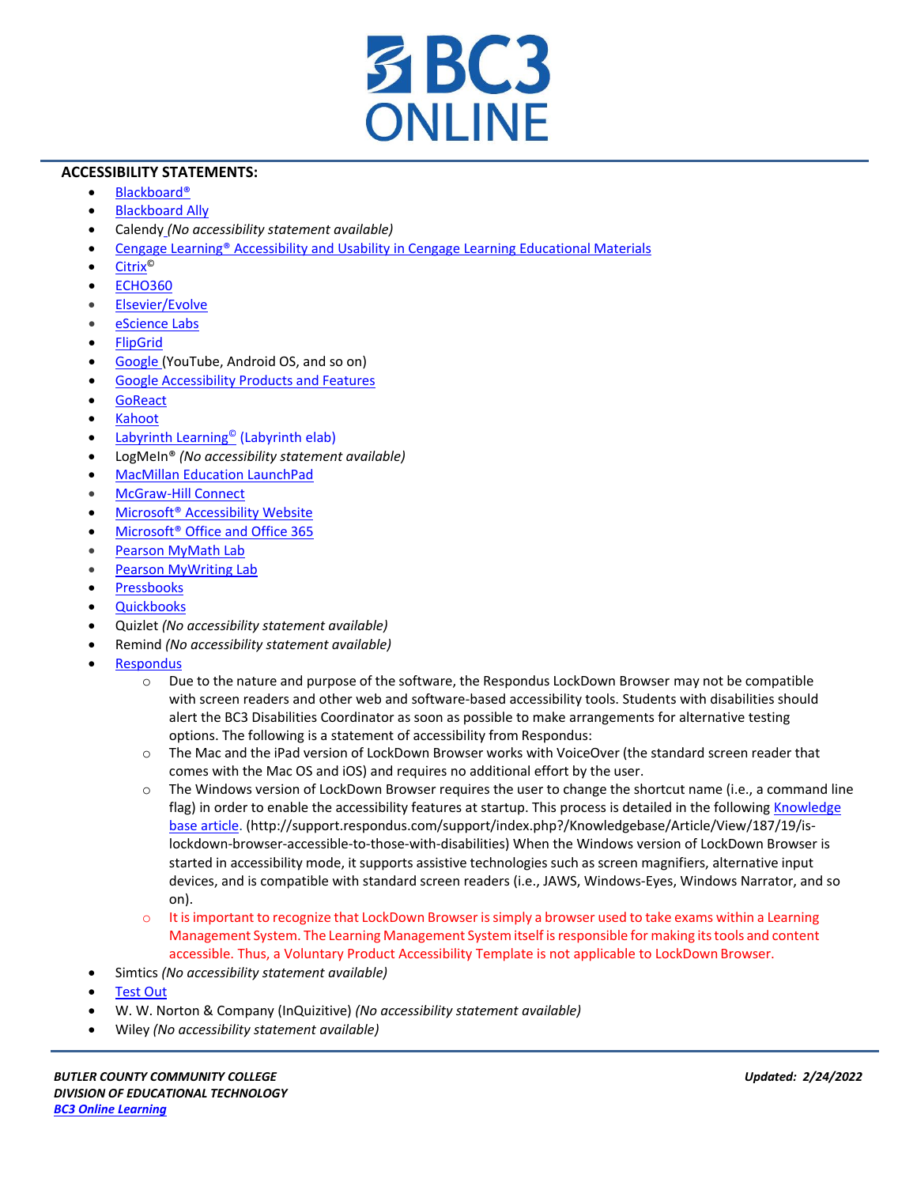# BC3 ONLINE

**ACCESSIBILITY STATEMENTS:**

- Blackboard®
- Blackboard Ally
- Calendy *(No accessibility statement available)*
- Cengage Learning® Accessibility and Usability in Cengage Learning Educational Materials
- Citrix©
- ECHO360
- Elsevier/Evolve
- eScience Labs
- FlipGrid
- Google (YouTube, Android OS, and so on)
- Google Accessibility Products and Features
- GoReact
- Kahoot
- Labyrinth Learning© (Labyrinth elab)
- LogMeIn® *(No accessibility statement available)*
- MacMillan Education LaunchPad
- McGraw-Hill Connect
- Microsoft® Accessibility Website
- Microsoft® Office and Office 365
- Pearson MyMath Lab
- Pearson MyWriting Lab
- Pressbooks
- Quickbooks
- Quizlet *(No accessibility statement available)*
- Remind *(No accessibility statement available)*
- Respondus
  - Due to the nature and purpose of the software, the Respondus LockDown Browser may not be compatible with screen readers and other web and software-based accessibility tools. Students with disabilities should alert the BC3 Disabilities Coordinator as soon as possible to make arrangements for alternative testing options. The following is a statement of accessibility from Respondus:
  - The Mac and the iPad version of LockDown Browser works with VoiceOver (the standard screen reader that comes with the Mac OS and iOS) and requires no additional effort by the user.
  - The Windows version of LockDown Browser requires the user to change the shortcut name (i.e., a command line flag) in order to enable the accessibility features at startup. This process is detailed in the following Knowledge base article. (http://support.respondus.com/support/index.php?/Knowledgebase/Article/View/187/19/is-lockdown-browser-accessible-to-those-with-disabilities) When the Windows version of LockDown Browser is started in accessibility mode, it supports assistive technologies such as screen magnifiers, alternative input devices, and is compatible with standard screen readers (i.e., JAWS, Windows-Eyes, Windows Narrator, and so on).
  - It is important to recognize that LockDown Browser is simply a browser used to take exams within a Learning Management System. The Learning Management System itself is responsible for making its tools and content accessible. Thus, a Voluntary Product Accessibility Template is not applicable to LockDown Browser.
- Simtics *(No accessibility statement available)*
- Test Out
- W. W. Norton & Company (InQuizitive) *(No accessibility statement available)*
- Wiley *(No accessibility statement available)*

***BUTLER COUNTY COMMUNITY COLLEGE***
***DIVISION OF EDUCATIONAL TECHNOLOGY***
***BC3 Online Learning***

***Updated: 2/24/2022***